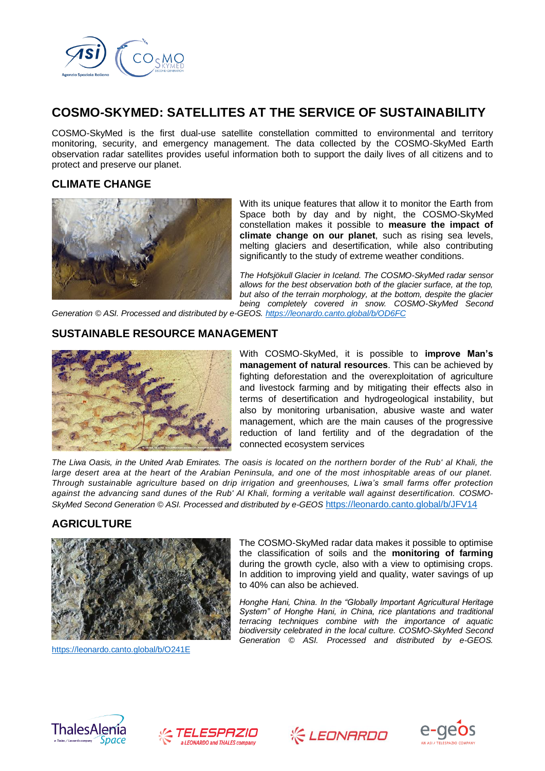# COSMO-SKYMED: SATELLITES AT THE SERVICE OF SUSTAINABILITY

COSMO-SkyMed is the first dual-use satellite constellation committed to environmental and territory monitoring, security, and emergency management. The data collected by the COSMO-SkyMed Earth observation radar satellites provides useful information both to support the daily lives of all citizens and to protect and preserve our planet.

## CLIMATE CHANGE

With its unique features that allow it to monitor the Earth from Space both by day and by night, the COSMO-SkyMed constellation makes it possible to **measure the impact of climate change on our planet**, such as rising sea levels, melting glaciers and desertification, while also contributing significantly to the study of extreme weather conditions.

*The Hofsjökull Glacier in Iceland. The COSMO-SkyMed radar sensor allows for the best observation both of the glacier surface, at the top, but also of the terrain morphology, at the bottom, despite the glacier being completely covered in snow. COSMO-SkyMed Second Generation © ASI. Processed and distributed by e-GEOS.* [https://leonardo.canto.global/b/OD6FC](https://leonardo.canto.global/b/OD6FC)

## SUSTAINABLE RESOURCE MANAGEMENT

With COSMO-SkyMed, it is possible to **improve Man's management of natural resources**. This can be achieved by fighting deforestation and the overexploitation of agriculture and livestock farming and by mitigating their effects also in terms of desertification and hydrogeological instability, but also by monitoring urbanisation, abusive waste and water management, which are the main causes of the progressive reduction of land fertility and of the degradation of the connected ecosystem services

*The Liwa Oasis, in the United Arab Emirates. The oasis is located on the northern border of the Rub' al Khali, the large desert area at the heart of the Arabian Peninsula, and one of the most inhospitable areas of our planet. Through sustainable agriculture based on drip irrigation and greenhouses, Liwa's small farms offer protection against the advancing sand dunes of the Rub' Al Khali, forming a veritable wall against desertification. COSMO-SkyMed Second Generation © ASI. Processed and distributed by e-GEOS* [https://leonardo.canto.global/b/JFV14](https://leonardo.canto.global/b/JFV14)

## AGRICULTURE

The COSMO-SkyMed radar data makes it possible to optimise the classification of soils and the **monitoring of farming** during the growth cycle, also with a view to optimising crops. In addition to improving yield and quality, water savings of up to 40% can also be achieved.

*Honghe Hani, China. In the "Globally Important Agricultural Heritage System" of Honghe Hani, in China, rice plantations and traditional terracing techniques combine with the importance of aquatic biodiversity celebrated in the local culture. COSMO-SkyMed Second Generation © ASI. Processed and distributed by e-GEOS.* [https://leonardo.canto.global/b/O241E](https://leonardo.canto.global/b/O241E)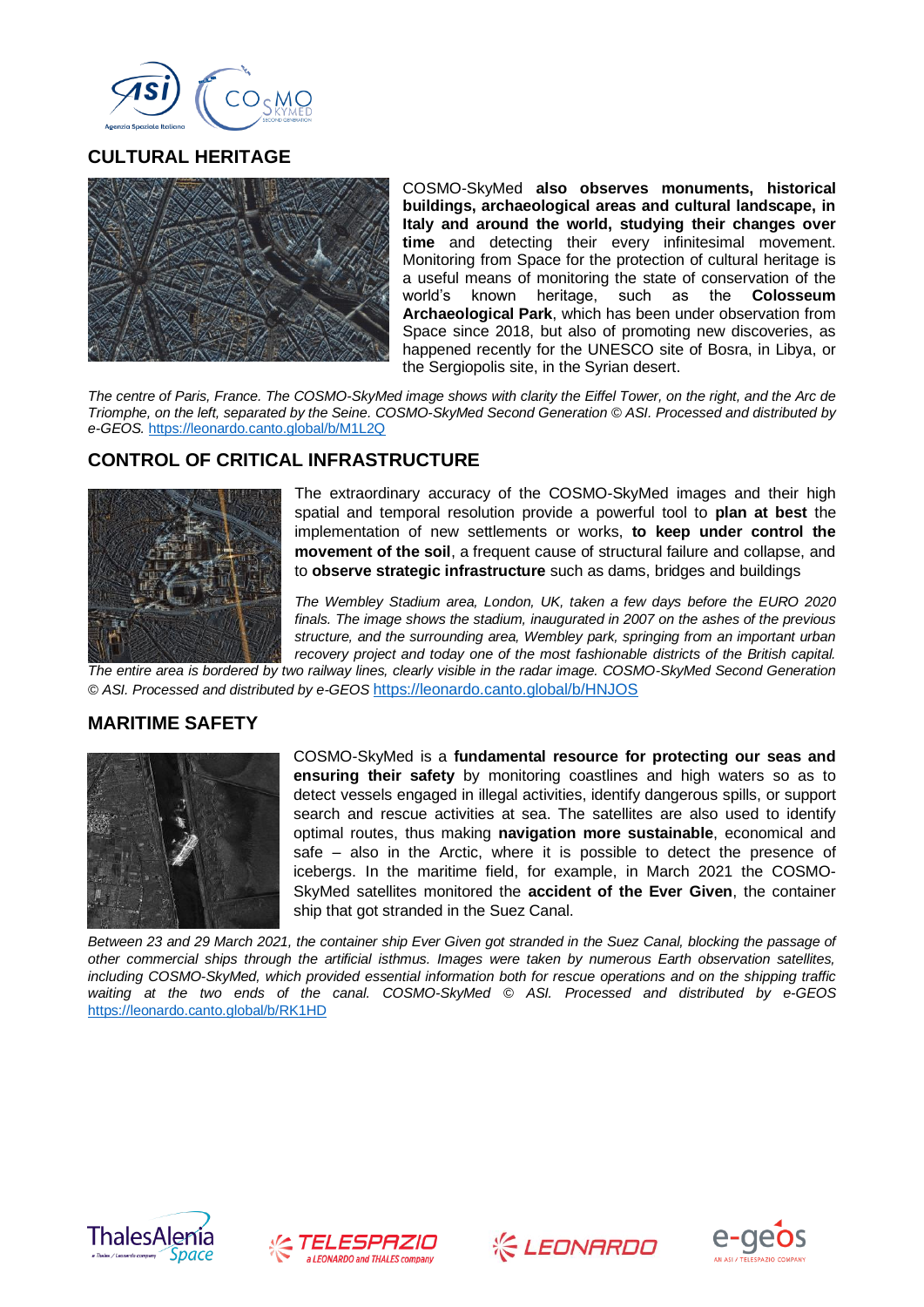## CULTURAL HERITAGE

COSMO-SkyMed **also observes monuments, historical buildings, archaeological areas and cultural landscape, in Italy and around the world, studying their changes over time** and detecting their every infinitesimal movement. Monitoring from Space for the protection of cultural heritage is a useful means of monitoring the state of conservation of the world's known heritage, such as the **Colosseum Archaeological Park**, which has been under observation from Space since 2018, but also of promoting new discoveries, as happened recently for the UNESCO site of Bosra, in Libya, or the Sergiopolis site, in the Syrian desert.

*The centre of Paris, France. The COSMO-SkyMed image shows with clarity the Eiffel Tower, on the right, and the Arc de Triomphe, on the left, separated by the Seine. COSMO-SkyMed Second Generation © ASI. Processed and distributed by e-GEOS.* https://leonardo.canto.global/b/M1L2Q

## CONTROL OF CRITICAL INFRASTRUCTURE

The extraordinary accuracy of the COSMO-SkyMed images and their high spatial and temporal resolution provide a powerful tool to **plan at best** the implementation of new settlements or works, **to keep under control the movement of the soil**, a frequent cause of structural failure and collapse, and to **observe strategic infrastructure** such as dams, bridges and buildings

*The Wembley Stadium area, London, UK, taken a few days before the EURO 2020 finals. The image shows the stadium, inaugurated in 2007 on the ashes of the previous structure, and the surrounding area, Wembley park, springing from an important urban recovery project and today one of the most fashionable districts of the British capital. The entire area is bordered by two railway lines, clearly visible in the radar image. COSMO-SkyMed Second Generation © ASI. Processed and distributed by e-GEOS* https://leonardo.canto.global/b/HNJOS

## MARITIME SAFETY

COSMO-SkyMed is a **fundamental resource for protecting our seas and ensuring their safety** by monitoring coastlines and high waters so as to detect vessels engaged in illegal activities, identify dangerous spills, or support search and rescue activities at sea. The satellites are also used to identify optimal routes, thus making **navigation more sustainable**, economical and safe – also in the Arctic, where it is possible to detect the presence of icebergs. In the maritime field, for example, in March 2021 the COSMO-SkyMed satellites monitored the **accident of the Ever Given**, the container ship that got stranded in the Suez Canal.

*Between 23 and 29 March 2021, the container ship Ever Given got stranded in the Suez Canal, blocking the passage of other commercial ships through the artificial isthmus. Images were taken by numerous Earth observation satellites, including COSMO-SkyMed, which provided essential information both for rescue operations and on the shipping traffic waiting at the two ends of the canal. COSMO-SkyMed © ASI. Processed and distributed by e-GEOS* https://leonardo.canto.global/b/RK1HD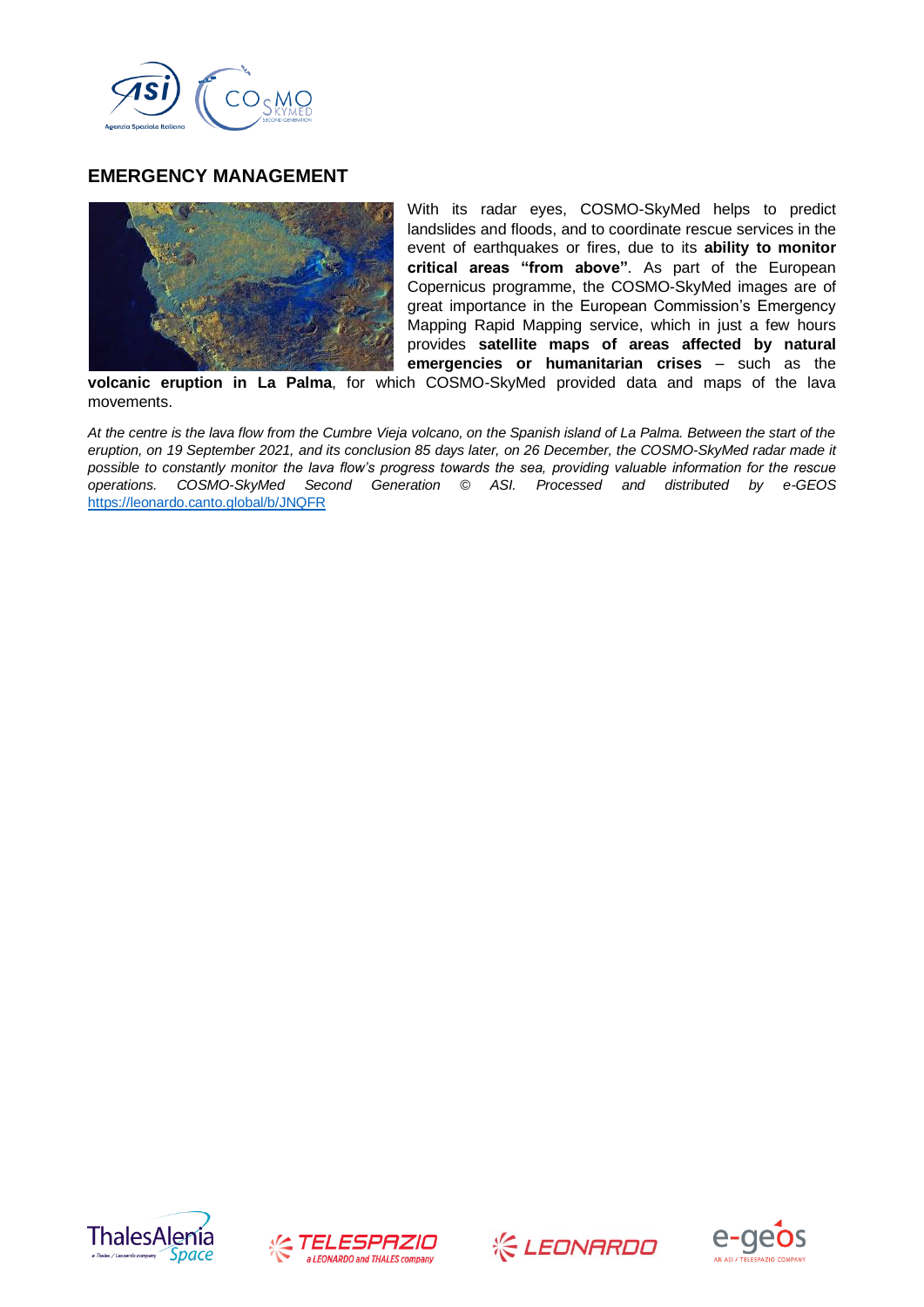## EMERGENCY MANAGEMENT

With its radar eyes, COSMO-SkyMed helps to predict landslides and floods, and to coordinate rescue services in the event of earthquakes or fires, due to its **ability to monitor critical areas "from above"**. As part of the European Copernicus programme, the COSMO-SkyMed images are of great importance in the European Commission's Emergency Mapping Rapid Mapping service, which in just a few hours provides **satellite maps of areas affected by natural emergencies or humanitarian crises** – such as the **volcanic eruption in La Palma**, for which COSMO-SkyMed provided data and maps of the lava movements.

*At the centre is the lava flow from the Cumbre Vieja volcano, on the Spanish island of La Palma. Between the start of the eruption, on 19 September 2021, and its conclusion 85 days later, on 26 December, the COSMO-SkyMed radar made it possible to constantly monitor the lava flow's progress towards the sea, providing valuable information for the rescue operations. COSMO-SkyMed Second Generation © ASI. Processed and distributed by e-GEOS* https://leonardo.canto.global/b/JNQFR